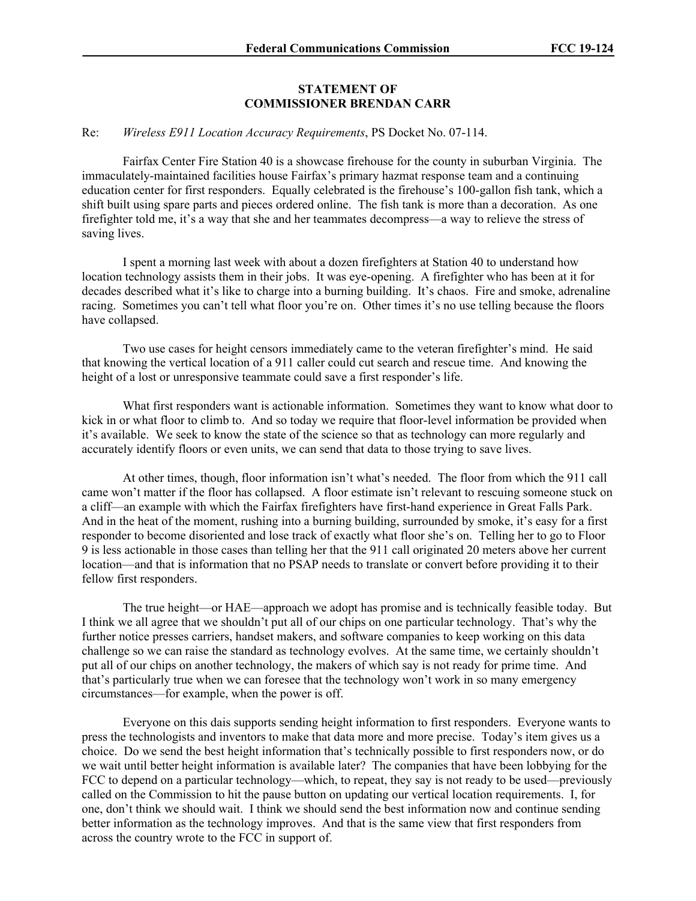**STATEMENT OF
COMMISSIONER BRENDAN CARR**

Re: *Wireless E911 Location Accuracy Requirements*, PS Docket No. 07-114.

Fairfax Center Fire Station 40 is a showcase firehouse for the county in suburban Virginia. The immaculately-maintained facilities house Fairfax's primary hazmat response team and a continuing education center for first responders. Equally celebrated is the firehouse's 100-gallon fish tank, which a shift built using spare parts and pieces ordered online. The fish tank is more than a decoration. As one firefighter told me, it's a way that she and her teammates decompress—a way to relieve the stress of saving lives.

I spent a morning last week with about a dozen firefighters at Station 40 to understand how location technology assists them in their jobs. It was eye-opening. A firefighter who has been at it for decades described what it's like to charge into a burning building. It's chaos. Fire and smoke, adrenaline racing. Sometimes you can't tell what floor you're on. Other times it's no use telling because the floors have collapsed.

Two use cases for height censors immediately came to the veteran firefighter's mind. He said that knowing the vertical location of a 911 caller could cut search and rescue time. And knowing the height of a lost or unresponsive teammate could save a first responder's life.

What first responders want is actionable information. Sometimes they want to know what door to kick in or what floor to climb to. And so today we require that floor-level information be provided when it's available. We seek to know the state of the science so that as technology can more regularly and accurately identify floors or even units, we can send that data to those trying to save lives.

At other times, though, floor information isn't what's needed. The floor from which the 911 call came won't matter if the floor has collapsed. A floor estimate isn't relevant to rescuing someone stuck on a cliff—an example with which the Fairfax firefighters have first-hand experience in Great Falls Park. And in the heat of the moment, rushing into a burning building, surrounded by smoke, it's easy for a first responder to become disoriented and lose track of exactly what floor she's on. Telling her to go to Floor 9 is less actionable in those cases than telling her that the 911 call originated 20 meters above her current location—and that is information that no PSAP needs to translate or convert before providing it to their fellow first responders.

The true height—or HAE—approach we adopt has promise and is technically feasible today. But I think we all agree that we shouldn't put all of our chips on one particular technology. That's why the further notice presses carriers, handset makers, and software companies to keep working on this data challenge so we can raise the standard as technology evolves. At the same time, we certainly shouldn't put all of our chips on another technology, the makers of which say is not ready for prime time. And that's particularly true when we can foresee that the technology won't work in so many emergency circumstances—for example, when the power is off.

Everyone on this dais supports sending height information to first responders. Everyone wants to press the technologists and inventors to make that data more and more precise. Today's item gives us a choice. Do we send the best height information that's technically possible to first responders now, or do we wait until better height information is available later? The companies that have been lobbying for the FCC to depend on a particular technology—which, to repeat, they say is not ready to be used—previously called on the Commission to hit the pause button on updating our vertical location requirements. I, for one, don't think we should wait. I think we should send the best information now and continue sending better information as the technology improves. And that is the same view that first responders from across the country wrote to the FCC in support of.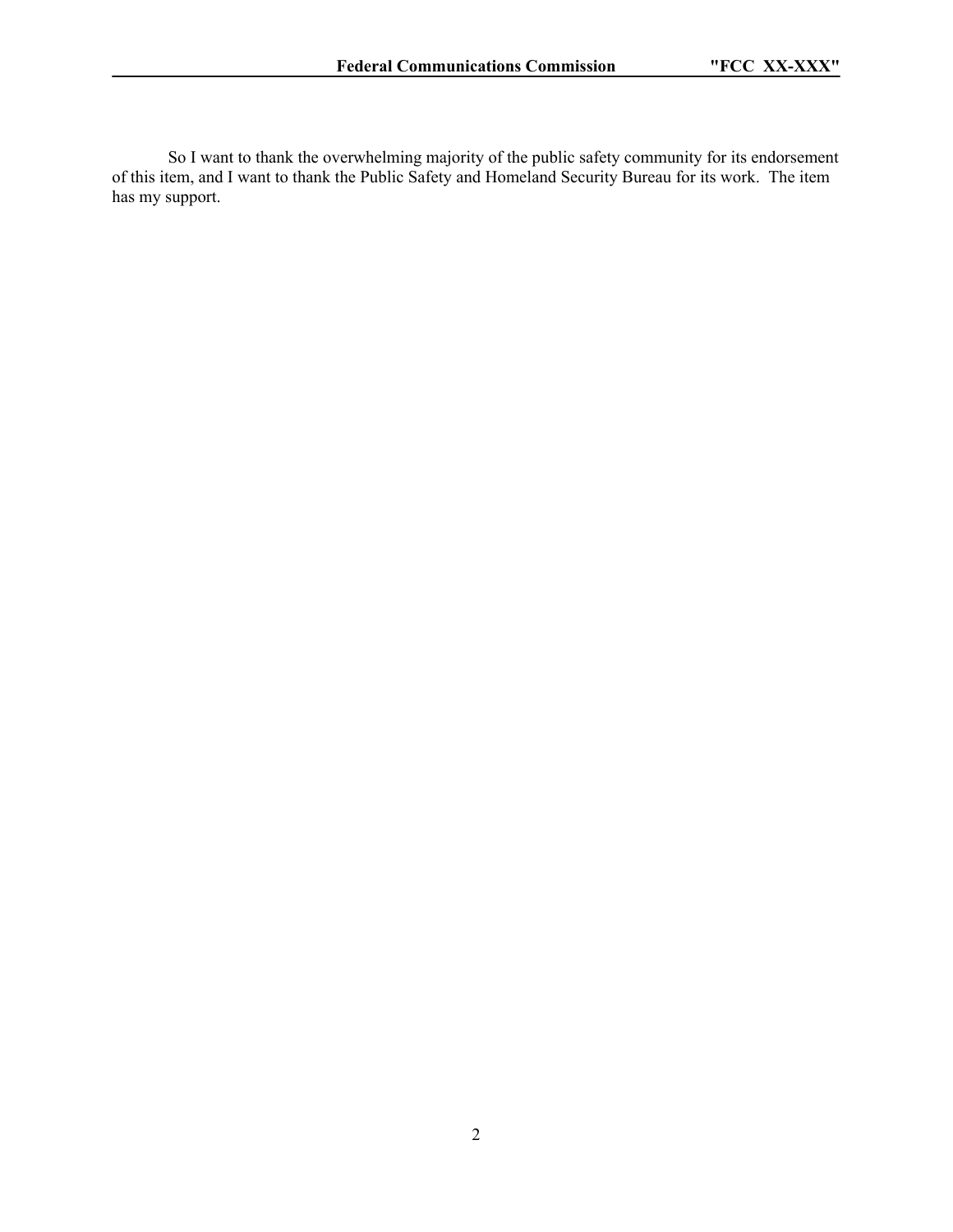So I want to thank the overwhelming majority of the public safety community for its endorsement of this item, and I want to thank the Public Safety and Homeland Security Bureau for its work. The item has my support.